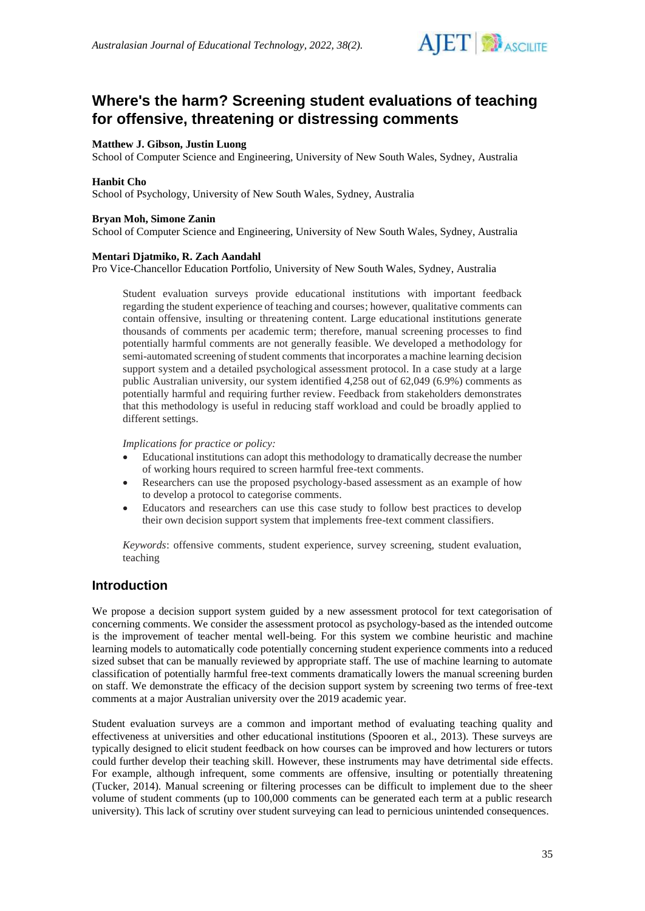# Where's the harm? Screening student evaluations of teaching for offensive, threatening or distressing comments

**Matthew J. Gibson, Justin Luong**
School of Computer Science and Engineering, University of New South Wales, Sydney, Australia

**Hanbit Cho**
School of Psychology, University of New South Wales, Sydney, Australia

**Bryan Moh, Simone Zanin**
School of Computer Science and Engineering, University of New South Wales, Sydney, Australia

**Mentari Djatmiko, R. Zach Aandahl**
Pro Vice-Chancellor Education Portfolio, University of New South Wales, Sydney, Australia

> Student evaluation surveys provide educational institutions with important feedback regarding the student experience of teaching and courses; however, qualitative comments can contain offensive, insulting or threatening content. Large educational institutions generate thousands of comments per academic term; therefore, manual screening processes to find potentially harmful comments are not generally feasible. We developed a methodology for semi-automated screening of student comments that incorporates a machine learning decision support system and a detailed psychological assessment protocol. In a case study at a large public Australian university, our system identified 4,258 out of 62,049 (6.9%) comments as potentially harmful and requiring further review. Feedback from stakeholders demonstrates that this methodology is useful in reducing staff workload and could be broadly applied to different settings.
>
> *Implications for practice or policy:*
>
> - Educational institutions can adopt this methodology to dramatically decrease the number of working hours required to screen harmful free-text comments.
> - Researchers can use the proposed psychology-based assessment as an example of how to develop a protocol to categorise comments.
> - Educators and researchers can use this case study to follow best practices to develop their own decision support system that implements free-text comment classifiers.
>
> *Keywords*: offensive comments, student experience, survey screening, student evaluation, teaching

## Introduction

We propose a decision support system guided by a new assessment protocol for text categorisation of concerning comments. We consider the assessment protocol as psychology-based as the intended outcome is the improvement of teacher mental well-being. For this system we combine heuristic and machine learning models to automatically code potentially concerning student experience comments into a reduced sized subset that can be manually reviewed by appropriate staff. The use of machine learning to automate classification of potentially harmful free-text comments dramatically lowers the manual screening burden on staff. We demonstrate the efficacy of the decision support system by screening two terms of free-text comments at a major Australian university over the 2019 academic year.

Student evaluation surveys are a common and important method of evaluating teaching quality and effectiveness at universities and other educational institutions (Spooren et al., 2013). These surveys are typically designed to elicit student feedback on how courses can be improved and how lecturers or tutors could further develop their teaching skill. However, these instruments may have detrimental side effects. For example, although infrequent, some comments are offensive, insulting or potentially threatening (Tucker, 2014). Manual screening or filtering processes can be difficult to implement due to the sheer volume of student comments (up to 100,000 comments can be generated each term at a public research university). This lack of scrutiny over student surveying can lead to pernicious unintended consequences.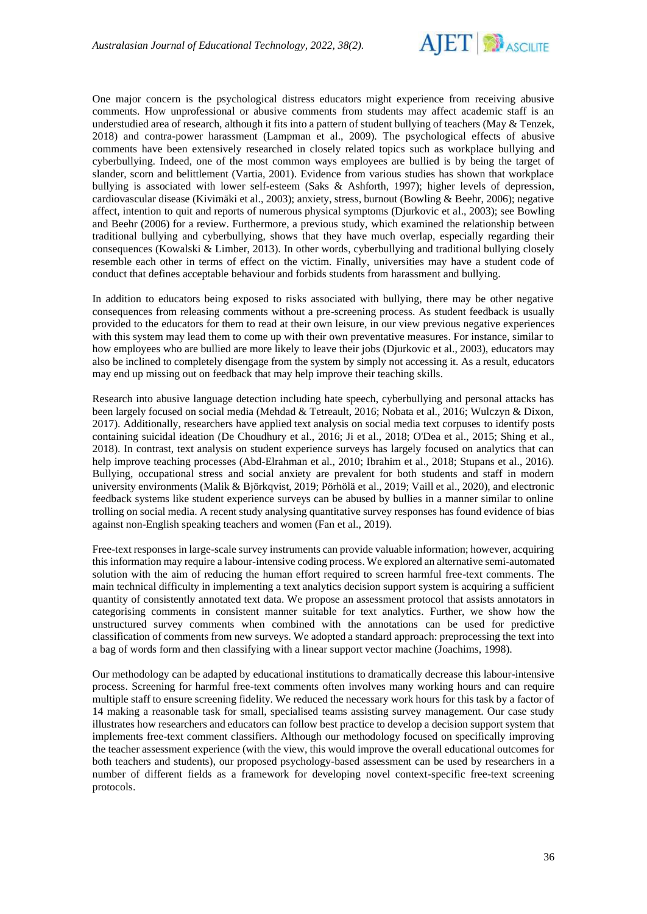One major concern is the psychological distress educators might experience from receiving abusive comments. How unprofessional or abusive comments from students may affect academic staff is an understudied area of research, although it fits into a pattern of student bullying of teachers (May & Tenzek, 2018) and contra-power harassment (Lampman et al., 2009). The psychological effects of abusive comments have been extensively researched in closely related topics such as workplace bullying and cyberbullying. Indeed, one of the most common ways employees are bullied is by being the target of slander, scorn and belittlement (Vartia, 2001). Evidence from various studies has shown that workplace bullying is associated with lower self-esteem (Saks & Ashforth, 1997); higher levels of depression, cardiovascular disease (Kivimäki et al., 2003); anxiety, stress, burnout (Bowling & Beehr, 2006); negative affect, intention to quit and reports of numerous physical symptoms (Djurkovic et al., 2003); see Bowling and Beehr (2006) for a review. Furthermore, a previous study, which examined the relationship between traditional bullying and cyberbullying, shows that they have much overlap, especially regarding their consequences (Kowalski & Limber, 2013). In other words, cyberbullying and traditional bullying closely resemble each other in terms of effect on the victim. Finally, universities may have a student code of conduct that defines acceptable behaviour and forbids students from harassment and bullying.

In addition to educators being exposed to risks associated with bullying, there may be other negative consequences from releasing comments without a pre-screening process. As student feedback is usually provided to the educators for them to read at their own leisure, in our view previous negative experiences with this system may lead them to come up with their own preventative measures. For instance, similar to how employees who are bullied are more likely to leave their jobs (Djurkovic et al., 2003), educators may also be inclined to completely disengage from the system by simply not accessing it. As a result, educators may end up missing out on feedback that may help improve their teaching skills.

Research into abusive language detection including hate speech, cyberbullying and personal attacks has been largely focused on social media (Mehdad & Tetreault, 2016; Nobata et al., 2016; Wulczyn & Dixon, 2017). Additionally, researchers have applied text analysis on social media text corpuses to identify posts containing suicidal ideation (De Choudhury et al., 2016; Ji et al., 2018; O'Dea et al., 2015; Shing et al., 2018). In contrast, text analysis on student experience surveys has largely focused on analytics that can help improve teaching processes (Abd-Elrahman et al., 2010; Ibrahim et al., 2018; Stupans et al., 2016). Bullying, occupational stress and social anxiety are prevalent for both students and staff in modern university environments (Malik & Björkqvist, 2019; Pörhölä et al., 2019; Vaill et al., 2020), and electronic feedback systems like student experience surveys can be abused by bullies in a manner similar to online trolling on social media. A recent study analysing quantitative survey responses has found evidence of bias against non-English speaking teachers and women (Fan et al., 2019).

Free-text responses in large-scale survey instruments can provide valuable information; however, acquiring this information may require a labour-intensive coding process. We explored an alternative semi-automated solution with the aim of reducing the human effort required to screen harmful free-text comments. The main technical difficulty in implementing a text analytics decision support system is acquiring a sufficient quantity of consistently annotated text data. We propose an assessment protocol that assists annotators in categorising comments in consistent manner suitable for text analytics. Further, we show how the unstructured survey comments when combined with the annotations can be used for predictive classification of comments from new surveys. We adopted a standard approach: preprocessing the text into a bag of words form and then classifying with a linear support vector machine (Joachims, 1998).

Our methodology can be adapted by educational institutions to dramatically decrease this labour-intensive process. Screening for harmful free-text comments often involves many working hours and can require multiple staff to ensure screening fidelity. We reduced the necessary work hours for this task by a factor of 14 making a reasonable task for small, specialised teams assisting survey management. Our case study illustrates how researchers and educators can follow best practice to develop a decision support system that implements free-text comment classifiers. Although our methodology focused on specifically improving the teacher assessment experience (with the view, this would improve the overall educational outcomes for both teachers and students), our proposed psychology-based assessment can be used by researchers in a number of different fields as a framework for developing novel context-specific free-text screening protocols.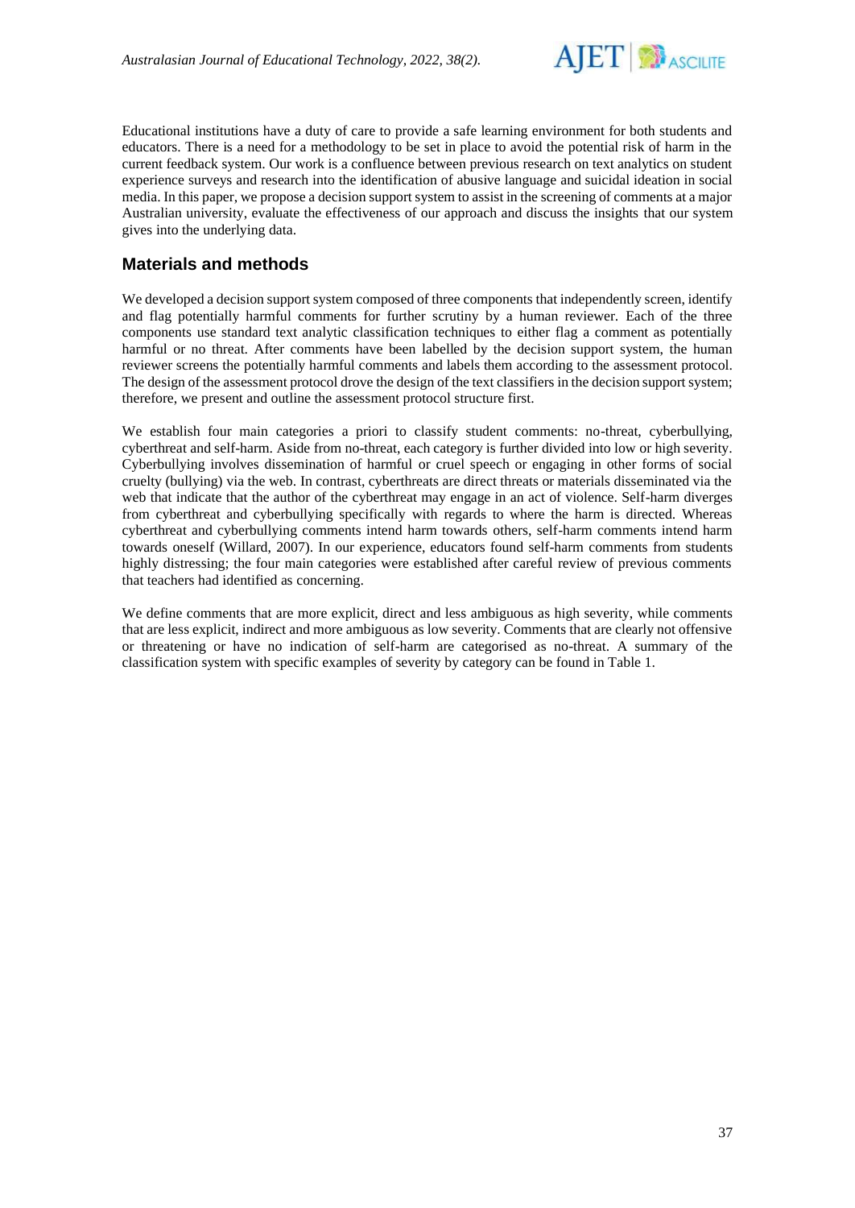Educational institutions have a duty of care to provide a safe learning environment for both students and educators. There is a need for a methodology to be set in place to avoid the potential risk of harm in the current feedback system. Our work is a confluence between previous research on text analytics on student experience surveys and research into the identification of abusive language and suicidal ideation in social media. In this paper, we propose a decision support system to assist in the screening of comments at a major Australian university, evaluate the effectiveness of our approach and discuss the insights that our system gives into the underlying data.

## Materials and methods

We developed a decision support system composed of three components that independently screen, identify and flag potentially harmful comments for further scrutiny by a human reviewer. Each of the three components use standard text analytic classification techniques to either flag a comment as potentially harmful or no threat. After comments have been labelled by the decision support system, the human reviewer screens the potentially harmful comments and labels them according to the assessment protocol. The design of the assessment protocol drove the design of the text classifiers in the decision support system; therefore, we present and outline the assessment protocol structure first.

We establish four main categories a priori to classify student comments: no-threat, cyberbullying, cyberthreat and self-harm. Aside from no-threat, each category is further divided into low or high severity. Cyberbullying involves dissemination of harmful or cruel speech or engaging in other forms of social cruelty (bullying) via the web. In contrast, cyberthreats are direct threats or materials disseminated via the web that indicate that the author of the cyberthreat may engage in an act of violence. Self-harm diverges from cyberthreat and cyberbullying specifically with regards to where the harm is directed. Whereas cyberthreat and cyberbullying comments intend harm towards others, self-harm comments intend harm towards oneself (Willard, 2007). In our experience, educators found self-harm comments from students highly distressing; the four main categories were established after careful review of previous comments that teachers had identified as concerning.

We define comments that are more explicit, direct and less ambiguous as high severity, while comments that are less explicit, indirect and more ambiguous as low severity. Comments that are clearly not offensive or threatening or have no indication of self-harm are categorised as no-threat. A summary of the classification system with specific examples of severity by category can be found in Table 1.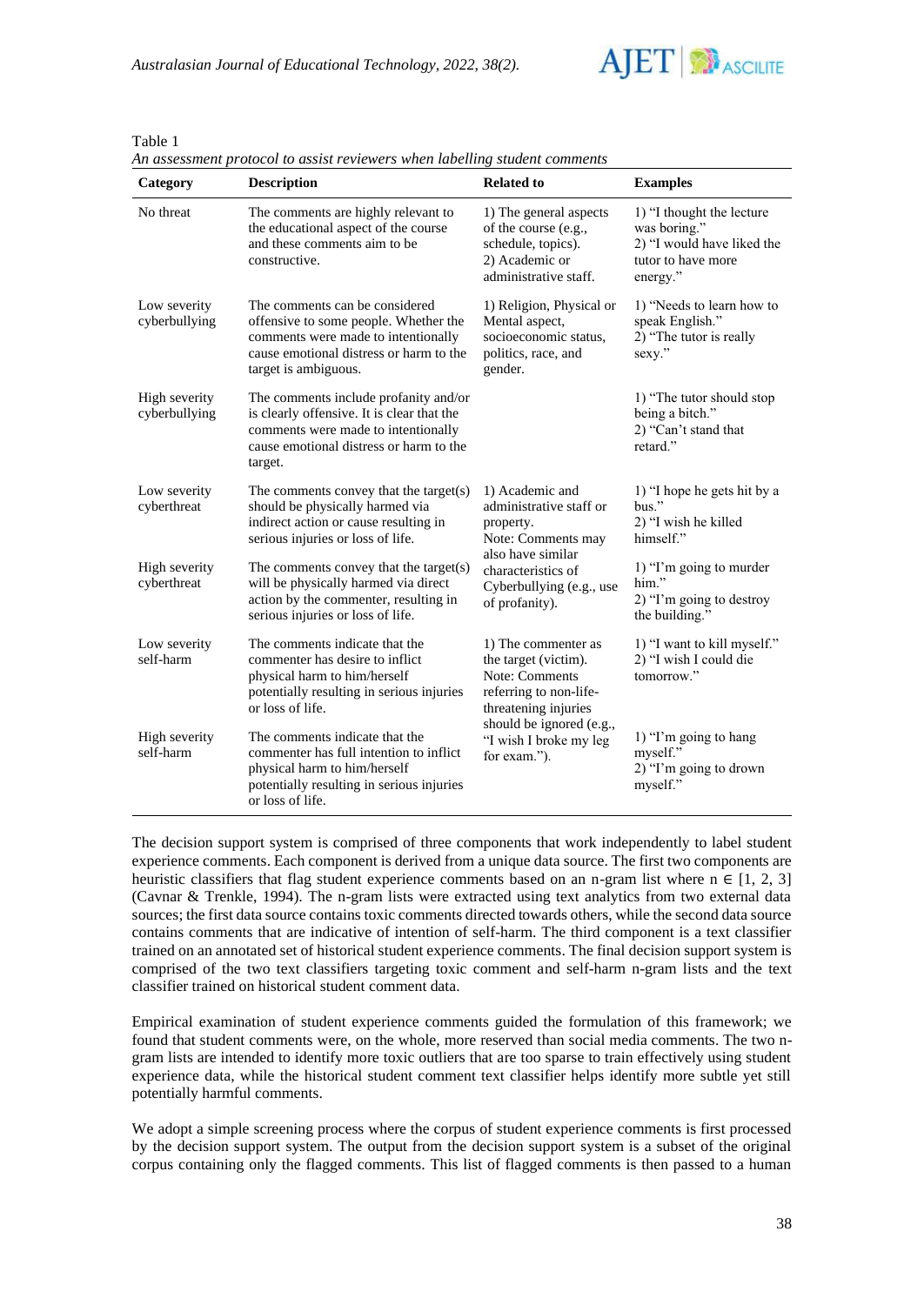Table 1
*An assessment protocol to assist reviewers when labelling student comments*

| Category | Description | Related to | Examples |
|---|---|---|---|
| No threat | The comments are highly relevant to the educational aspect of the course and these comments aim to be constructive. | 1) The general aspects of the course (e.g., schedule, topics). 2) Academic or administrative staff. | 1) "I thought the lecture was boring." 2) "I would have liked the tutor to have more energy." |
| Low severity cyberbullying | The comments can be considered offensive to some people. Whether the comments were made to intentionally cause emotional distress or harm to the target is ambiguous. | 1) Religion, Physical or Mental aspect, socioeconomic status, politics, race, and gender. | 1) "Needs to learn how to speak English." 2) "The tutor is really sexy." |
| High severity cyberbullying | The comments include profanity and/or is clearly offensive. It is clear that the comments were made to intentionally cause emotional distress or harm to the target. | | 1) "The tutor should stop being a bitch." 2) "Can't stand that retard." |
| Low severity cyberthreat | The comments convey that the target(s) should be physically harmed via indirect action or cause resulting in serious injuries or loss of life. | 1) Academic and administrative staff or property. Note: Comments may also have similar characteristics of Cyberbullying (e.g., use of profanity). | 1) "I hope he gets hit by a bus." 2) "I wish he killed himself." |
| High severity cyberthreat | The comments convey that the target(s) will be physically harmed via direct action by the commenter, resulting in serious injuries or loss of life. | | 1) "I'm going to murder him." 2) "I'm going to destroy the building." |
| Low severity self-harm | The comments indicate that the commenter has desire to inflict physical harm to him/herself potentially resulting in serious injuries or loss of life. | 1) The commenter as the target (victim). Note: Comments referring to non-life-threatening injuries should be ignored (e.g., "I wish I broke my leg for exam."). | 1) "I want to kill myself." 2) "I wish I could die tomorrow." |
| High severity self-harm | The comments indicate that the commenter has full intention to inflict physical harm to him/herself potentially resulting in serious injuries or loss of life. | | 1) "I'm going to hang myself." 2) "I'm going to drown myself." |

The decision support system is comprised of three components that work independently to label student experience comments. Each component is derived from a unique data source. The first two components are heuristic classifiers that flag student experience comments based on an n-gram list where $n \in [1, 2, 3]$ (Cavnar & Trenkle, 1994). The n-gram lists were extracted using text analytics from two external data sources; the first data source contains toxic comments directed towards others, while the second data source contains comments that are indicative of intention of self-harm. The third component is a text classifier trained on an annotated set of historical student experience comments. The final decision support system is comprised of the two text classifiers targeting toxic comment and self-harm n-gram lists and the text classifier trained on historical student comment data.

Empirical examination of student experience comments guided the formulation of this framework; we found that student comments were, on the whole, more reserved than social media comments. The two n-gram lists are intended to identify more toxic outliers that are too sparse to train effectively using student experience data, while the historical student comment text classifier helps identify more subtle yet still potentially harmful comments.

We adopt a simple screening process where the corpus of student experience comments is first processed by the decision support system. The output from the decision support system is a subset of the original corpus containing only the flagged comments. This list of flagged comments is then passed to a human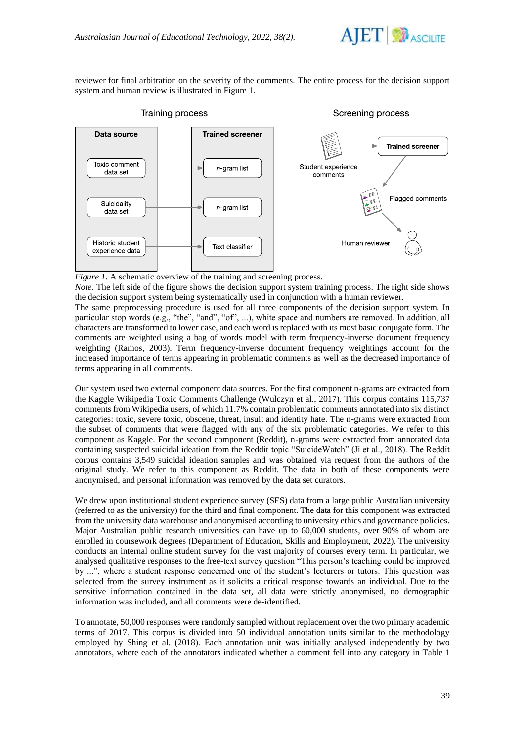reviewer for final arbitration on the severity of the comments. The entire process for the decision support system and human review is illustrated in Figure 1.

*Figure 1*. A schematic overview of the training and screening process.

*Note.* The left side of the figure shows the decision support system training process. The right side shows the decision support system being systematically used in conjunction with a human reviewer.

The same preprocessing procedure is used for all three components of the decision support system. In particular stop words (e.g., "the", "and", "of", ...), white space and numbers are removed. In addition, all characters are transformed to lower case, and each word is replaced with its most basic conjugate form. The comments are weighted using a bag of words model with term frequency-inverse document frequency weighting (Ramos, 2003). Term frequency-inverse document frequency weightings account for the increased importance of terms appearing in problematic comments as well as the decreased importance of terms appearing in all comments.

Our system used two external component data sources. For the first component n-grams are extracted from the Kaggle Wikipedia Toxic Comments Challenge (Wulczyn et al., 2017). This corpus contains 115,737 comments from Wikipedia users, of which 11.7% contain problematic comments annotated into six distinct categories: toxic, severe toxic, obscene, threat, insult and identity hate. The n-grams were extracted from the subset of comments that were flagged with any of the six problematic categories. We refer to this component as Kaggle. For the second component (Reddit), n-grams were extracted from annotated data containing suspected suicidal ideation from the Reddit topic "SuicideWatch" (Ji et al., 2018). The Reddit corpus contains 3,549 suicidal ideation samples and was obtained via request from the authors of the original study. We refer to this component as Reddit. The data in both of these components were anonymised, and personal information was removed by the data set curators.

We drew upon institutional student experience survey (SES) data from a large public Australian university (referred to as the university) for the third and final component. The data for this component was extracted from the university data warehouse and anonymised according to university ethics and governance policies. Major Australian public research universities can have up to 60,000 students, over 90% of whom are enrolled in coursework degrees (Department of Education, Skills and Employment, 2022). The university conducts an internal online student survey for the vast majority of courses every term. In particular, we analysed qualitative responses to the free-text survey question "This person's teaching could be improved by ...", where a student response concerned one of the student's lecturers or tutors. This question was selected from the survey instrument as it solicits a critical response towards an individual. Due to the sensitive information contained in the data set, all data were strictly anonymised, no demographic information was included, and all comments were de-identified.

To annotate, 50,000 responses were randomly sampled without replacement over the two primary academic terms of 2017. This corpus is divided into 50 individual annotation units similar to the methodology employed by Shing et al. (2018). Each annotation unit was initially analysed independently by two annotators, where each of the annotators indicated whether a comment fell into any category in Table 1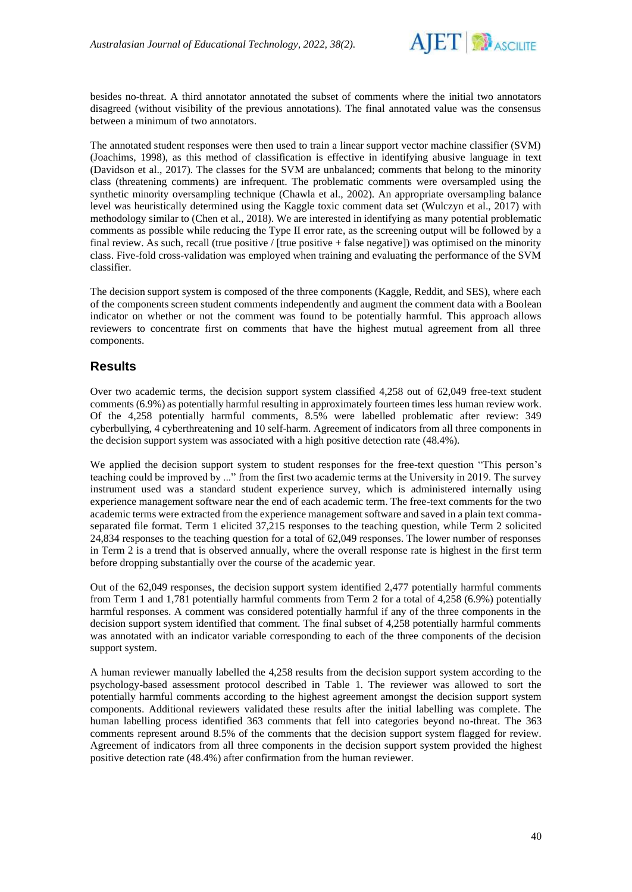besides no-threat. A third annotator annotated the subset of comments where the initial two annotators disagreed (without visibility of the previous annotations). The final annotated value was the consensus between a minimum of two annotators.

The annotated student responses were then used to train a linear support vector machine classifier (SVM) (Joachims, 1998), as this method of classification is effective in identifying abusive language in text (Davidson et al., 2017). The classes for the SVM are unbalanced; comments that belong to the minority class (threatening comments) are infrequent. The problematic comments were oversampled using the synthetic minority oversampling technique (Chawla et al., 2002). An appropriate oversampling balance level was heuristically determined using the Kaggle toxic comment data set (Wulczyn et al., 2017) with methodology similar to (Chen et al., 2018). We are interested in identifying as many potential problematic comments as possible while reducing the Type II error rate, as the screening output will be followed by a final review. As such, recall (true positive / [true positive + false negative]) was optimised on the minority class. Five-fold cross-validation was employed when training and evaluating the performance of the SVM classifier.

The decision support system is composed of the three components (Kaggle, Reddit, and SES), where each of the components screen student comments independently and augment the comment data with a Boolean indicator on whether or not the comment was found to be potentially harmful. This approach allows reviewers to concentrate first on comments that have the highest mutual agreement from all three components.

## Results

Over two academic terms, the decision support system classified 4,258 out of 62,049 free-text student comments (6.9%) as potentially harmful resulting in approximately fourteen times less human review work. Of the 4,258 potentially harmful comments, 8.5% were labelled problematic after review: 349 cyberbullying, 4 cyberthreatening and 10 self-harm. Agreement of indicators from all three components in the decision support system was associated with a high positive detection rate (48.4%).

We applied the decision support system to student responses for the free-text question "This person's teaching could be improved by ..." from the first two academic terms at the University in 2019. The survey instrument used was a standard student experience survey, which is administered internally using experience management software near the end of each academic term. The free-text comments for the two academic terms were extracted from the experience management software and saved in a plain text comma-separated file format. Term 1 elicited 37,215 responses to the teaching question, while Term 2 solicited 24,834 responses to the teaching question for a total of 62,049 responses. The lower number of responses in Term 2 is a trend that is observed annually, where the overall response rate is highest in the first term before dropping substantially over the course of the academic year.

Out of the 62,049 responses, the decision support system identified 2,477 potentially harmful comments from Term 1 and 1,781 potentially harmful comments from Term 2 for a total of 4,258 (6.9%) potentially harmful responses. A comment was considered potentially harmful if any of the three components in the decision support system identified that comment. The final subset of 4,258 potentially harmful comments was annotated with an indicator variable corresponding to each of the three components of the decision support system.

A human reviewer manually labelled the 4,258 results from the decision support system according to the psychology-based assessment protocol described in Table 1. The reviewer was allowed to sort the potentially harmful comments according to the highest agreement amongst the decision support system components. Additional reviewers validated these results after the initial labelling was complete. The human labelling process identified 363 comments that fell into categories beyond no-threat. The 363 comments represent around 8.5% of the comments that the decision support system flagged for review. Agreement of indicators from all three components in the decision support system provided the highest positive detection rate (48.4%) after confirmation from the human reviewer.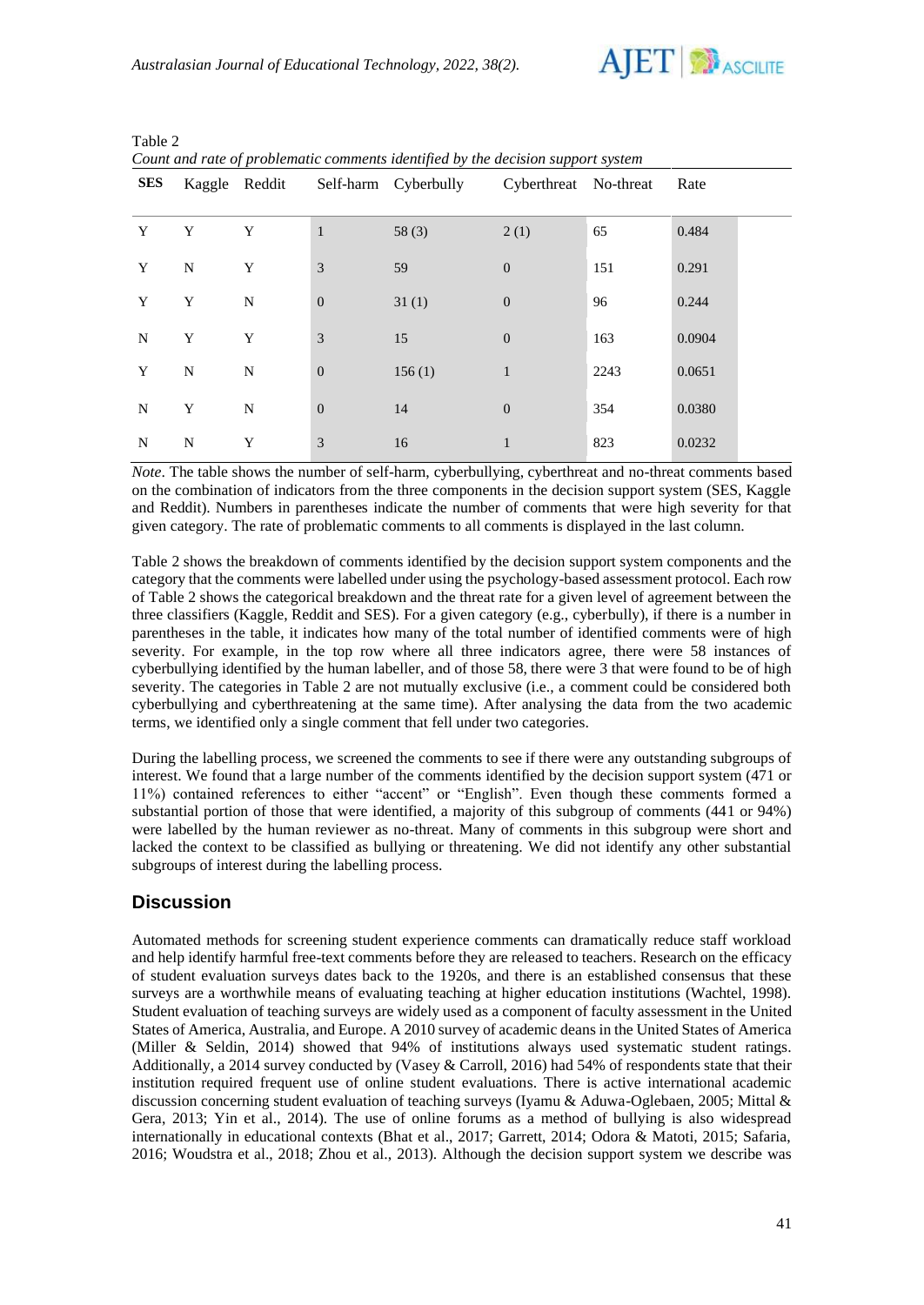Table 2
*Count and rate of problematic comments identified by the decision support system*

| SES | Kaggle | Reddit | Self-harm | Cyberbully | Cyberthreat | No-threat | Rate |
|---|---|---|---|---|---|---|---|
| Y | Y | Y | 1 | 58 (3) | 2 (1) | 65 | 0.484 |
| Y | N | Y | 3 | 59 | 0 | 151 | 0.291 |
| Y | Y | N | 0 | 31 (1) | 0 | 96 | 0.244 |
| N | Y | Y | 3 | 15 | 0 | 163 | 0.0904 |
| Y | N | N | 0 | 156 (1) | 1 | 2243 | 0.0651 |
| N | Y | N | 0 | 14 | 0 | 354 | 0.0380 |
| N | N | Y | 3 | 16 | 1 | 823 | 0.0232 |

*Note*. The table shows the number of self-harm, cyberbullying, cyberthreat and no-threat comments based on the combination of indicators from the three components in the decision support system (SES, Kaggle and Reddit). Numbers in parentheses indicate the number of comments that were high severity for that given category. The rate of problematic comments to all comments is displayed in the last column.

Table 2 shows the breakdown of comments identified by the decision support system components and the category that the comments were labelled under using the psychology-based assessment protocol. Each row of Table 2 shows the categorical breakdown and the threat rate for a given level of agreement between the three classifiers (Kaggle, Reddit and SES). For a given category (e.g., cyberbully), if there is a number in parentheses in the table, it indicates how many of the total number of identified comments were of high severity. For example, in the top row where all three indicators agree, there were 58 instances of cyberbullying identified by the human labeller, and of those 58, there were 3 that were found to be of high severity. The categories in Table 2 are not mutually exclusive (i.e., a comment could be considered both cyberbullying and cyberthreatening at the same time). After analysing the data from the two academic terms, we identified only a single comment that fell under two categories.

During the labelling process, we screened the comments to see if there were any outstanding subgroups of interest. We found that a large number of the comments identified by the decision support system (471 or 11%) contained references to either "accent" or "English". Even though these comments formed a substantial portion of those that were identified, a majority of this subgroup of comments (441 or 94%) were labelled by the human reviewer as no-threat. Many of comments in this subgroup were short and lacked the context to be classified as bullying or threatening. We did not identify any other substantial subgroups of interest during the labelling process.

## Discussion

Automated methods for screening student experience comments can dramatically reduce staff workload and help identify harmful free-text comments before they are released to teachers. Research on the efficacy of student evaluation surveys dates back to the 1920s, and there is an established consensus that these surveys are a worthwhile means of evaluating teaching at higher education institutions (Wachtel, 1998). Student evaluation of teaching surveys are widely used as a component of faculty assessment in the United States of America, Australia, and Europe. A 2010 survey of academic deans in the United States of America (Miller & Seldin, 2014) showed that 94% of institutions always used systematic student ratings. Additionally, a 2014 survey conducted by (Vasey & Carroll, 2016) had 54% of respondents state that their institution required frequent use of online student evaluations. There is active international academic discussion concerning student evaluation of teaching surveys (Iyamu & Aduwa-Oglebaen, 2005; Mittal & Gera, 2013; Yin et al., 2014). The use of online forums as a method of bullying is also widespread internationally in educational contexts (Bhat et al., 2017; Garrett, 2014; Odora & Matoti, 2015; Safaria, 2016; Woudstra et al., 2018; Zhou et al., 2013). Although the decision support system we describe was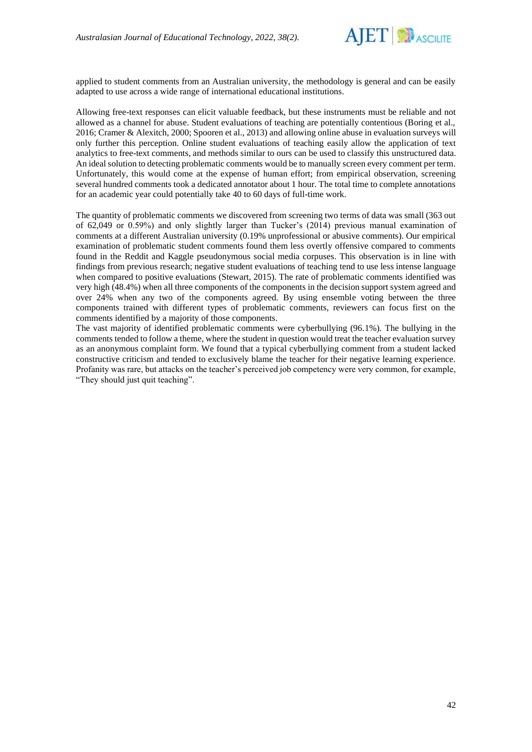applied to student comments from an Australian university, the methodology is general and can be easily adapted to use across a wide range of international educational institutions.

Allowing free-text responses can elicit valuable feedback, but these instruments must be reliable and not allowed as a channel for abuse. Student evaluations of teaching are potentially contentious (Boring et al., 2016; Cramer & Alexitch, 2000; Spooren et al., 2013) and allowing online abuse in evaluation surveys will only further this perception. Online student evaluations of teaching easily allow the application of text analytics to free-text comments, and methods similar to ours can be used to classify this unstructured data. An ideal solution to detecting problematic comments would be to manually screen every comment per term. Unfortunately, this would come at the expense of human effort; from empirical observation, screening several hundred comments took a dedicated annotator about 1 hour. The total time to complete annotations for an academic year could potentially take 40 to 60 days of full-time work.

The quantity of problematic comments we discovered from screening two terms of data was small (363 out of 62,049 or 0.59%) and only slightly larger than Tucker's (2014) previous manual examination of comments at a different Australian university (0.19% unprofessional or abusive comments). Our empirical examination of problematic student comments found them less overtly offensive compared to comments found in the Reddit and Kaggle pseudonymous social media corpuses. This observation is in line with findings from previous research; negative student evaluations of teaching tend to use less intense language when compared to positive evaluations (Stewart, 2015). The rate of problematic comments identified was very high (48.4%) when all three components of the components in the decision support system agreed and over 24% when any two of the components agreed. By using ensemble voting between the three components trained with different types of problematic comments, reviewers can focus first on the comments identified by a majority of those components.

The vast majority of identified problematic comments were cyberbullying (96.1%). The bullying in the comments tended to follow a theme, where the student in question would treat the teacher evaluation survey as an anonymous complaint form. We found that a typical cyberbullying comment from a student lacked constructive criticism and tended to exclusively blame the teacher for their negative learning experience. Profanity was rare, but attacks on the teacher's perceived job competency were very common, for example, "They should just quit teaching".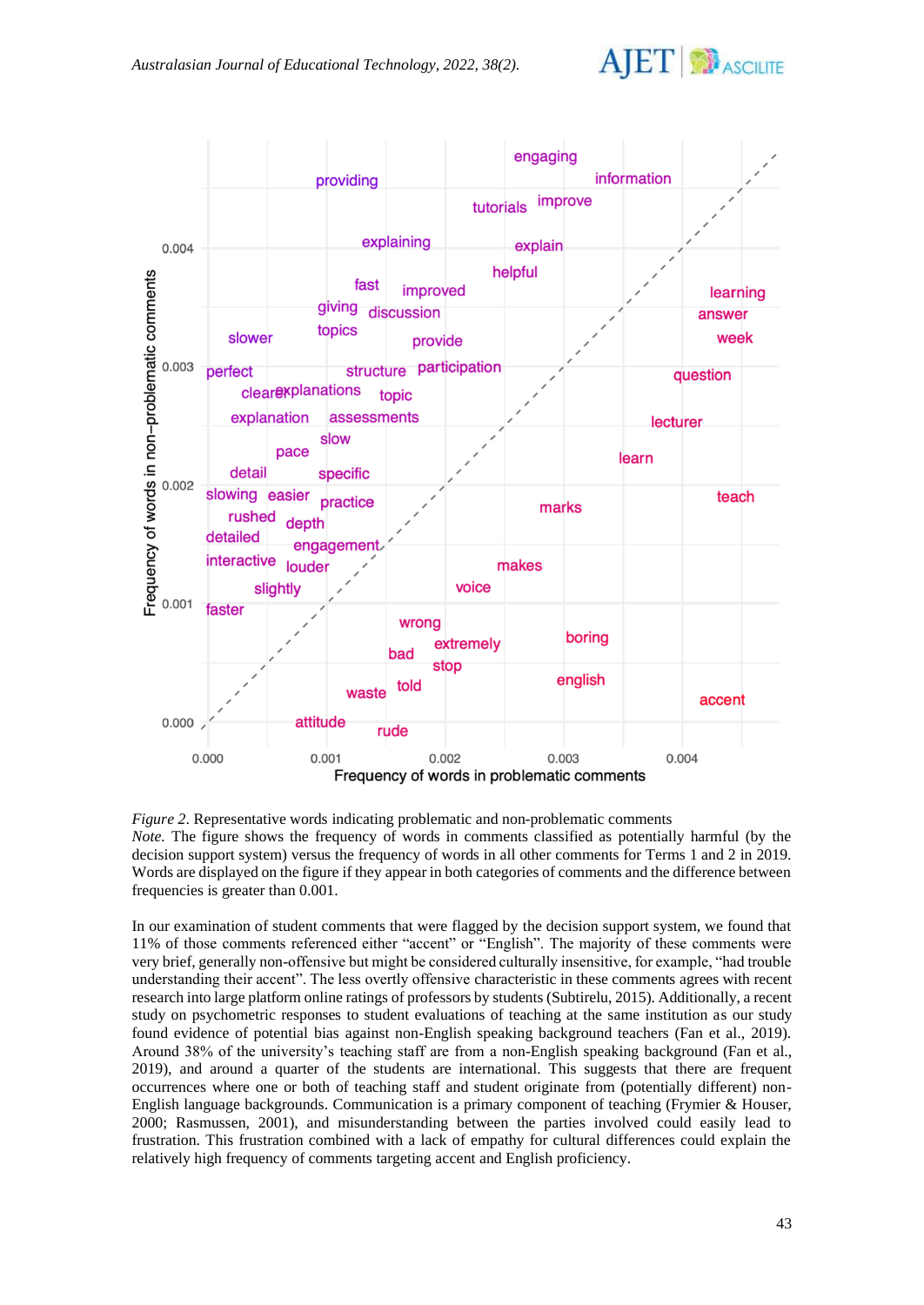*Figure 2*. Representative words indicating problematic and non-problematic comments
*Note.* The figure shows the frequency of words in comments classified as potentially harmful (by the decision support system) versus the frequency of words in all other comments for Terms 1 and 2 in 2019. Words are displayed on the figure if they appear in both categories of comments and the difference between frequencies is greater than 0.001.

In our examination of student comments that were flagged by the decision support system, we found that 11% of those comments referenced either "accent" or "English". The majority of these comments were very brief, generally non-offensive but might be considered culturally insensitive, for example, "had trouble understanding their accent". The less overtly offensive characteristic in these comments agrees with recent research into large platform online ratings of professors by students (Subtirelu, 2015). Additionally, a recent study on psychometric responses to student evaluations of teaching at the same institution as our study found evidence of potential bias against non-English speaking background teachers (Fan et al., 2019). Around 38% of the university's teaching staff are from a non-English speaking background (Fan et al., 2019), and around a quarter of the students are international. This suggests that there are frequent occurrences where one or both of teaching staff and student originate from (potentially different) non-English language backgrounds. Communication is a primary component of teaching (Frymier & Houser, 2000; Rasmussen, 2001), and misunderstanding between the parties involved could easily lead to frustration. This frustration combined with a lack of empathy for cultural differences could explain the relatively high frequency of comments targeting accent and English proficiency.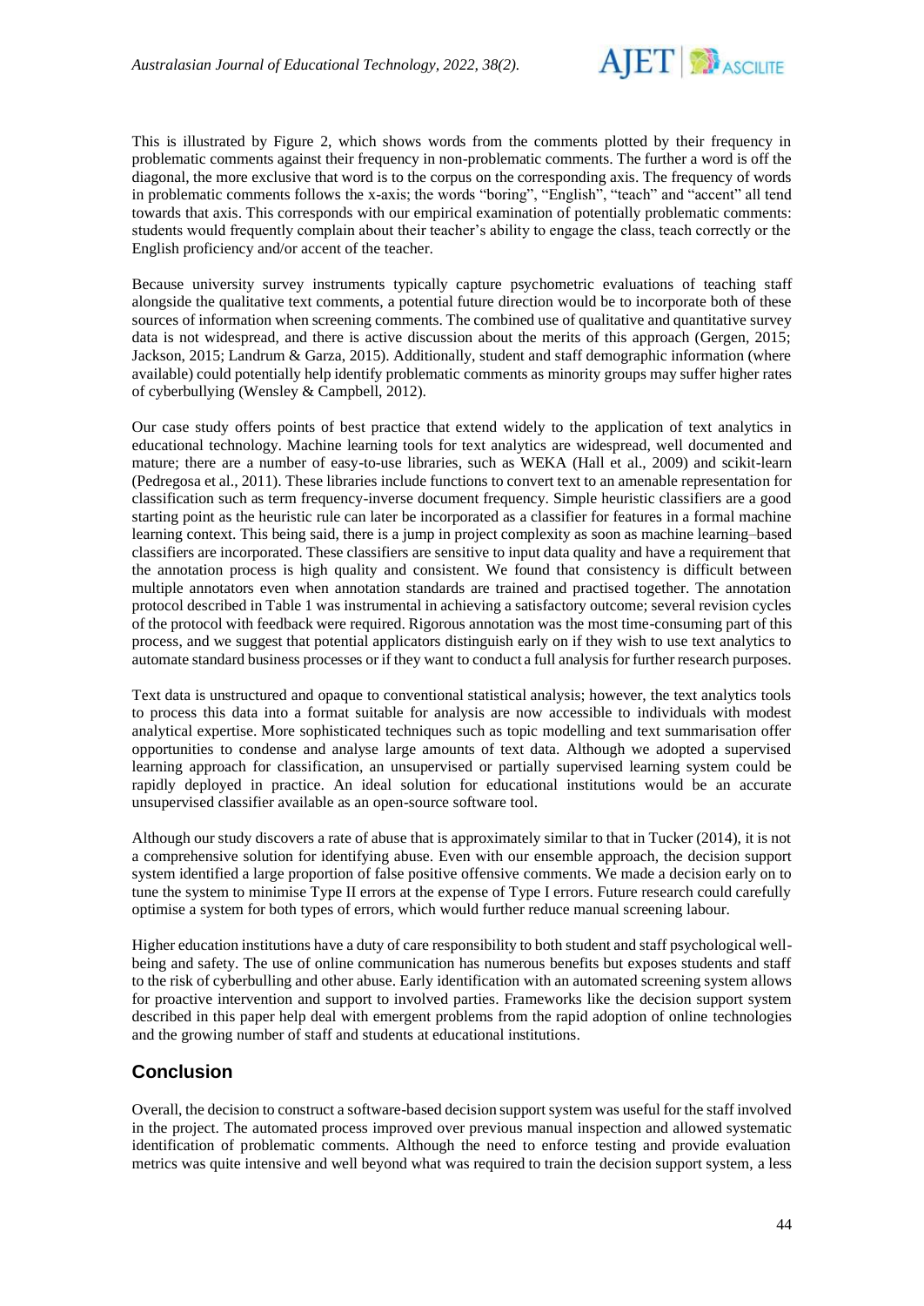This is illustrated by Figure 2, which shows words from the comments plotted by their frequency in problematic comments against their frequency in non-problematic comments. The further a word is off the diagonal, the more exclusive that word is to the corpus on the corresponding axis. The frequency of words in problematic comments follows the x-axis; the words "boring", "English", "teach" and "accent" all tend towards that axis. This corresponds with our empirical examination of potentially problematic comments: students would frequently complain about their teacher's ability to engage the class, teach correctly or the English proficiency and/or accent of the teacher.

Because university survey instruments typically capture psychometric evaluations of teaching staff alongside the qualitative text comments, a potential future direction would be to incorporate both of these sources of information when screening comments. The combined use of qualitative and quantitative survey data is not widespread, and there is active discussion about the merits of this approach (Gergen, 2015; Jackson, 2015; Landrum & Garza, 2015). Additionally, student and staff demographic information (where available) could potentially help identify problematic comments as minority groups may suffer higher rates of cyberbullying (Wensley & Campbell, 2012).

Our case study offers points of best practice that extend widely to the application of text analytics in educational technology. Machine learning tools for text analytics are widespread, well documented and mature; there are a number of easy-to-use libraries, such as WEKA (Hall et al., 2009) and scikit-learn (Pedregosa et al., 2011). These libraries include functions to convert text to an amenable representation for classification such as term frequency-inverse document frequency. Simple heuristic classifiers are a good starting point as the heuristic rule can later be incorporated as a classifier for features in a formal machine learning context. This being said, there is a jump in project complexity as soon as machine learning–based classifiers are incorporated. These classifiers are sensitive to input data quality and have a requirement that the annotation process is high quality and consistent. We found that consistency is difficult between multiple annotators even when annotation standards are trained and practised together. The annotation protocol described in Table 1 was instrumental in achieving a satisfactory outcome; several revision cycles of the protocol with feedback were required. Rigorous annotation was the most time-consuming part of this process, and we suggest that potential applicators distinguish early on if they wish to use text analytics to automate standard business processes or if they want to conduct a full analysis for further research purposes.

Text data is unstructured and opaque to conventional statistical analysis; however, the text analytics tools to process this data into a format suitable for analysis are now accessible to individuals with modest analytical expertise. More sophisticated techniques such as topic modelling and text summarisation offer opportunities to condense and analyse large amounts of text data. Although we adopted a supervised learning approach for classification, an unsupervised or partially supervised learning system could be rapidly deployed in practice. An ideal solution for educational institutions would be an accurate unsupervised classifier available as an open-source software tool.

Although our study discovers a rate of abuse that is approximately similar to that in Tucker (2014), it is not a comprehensive solution for identifying abuse. Even with our ensemble approach, the decision support system identified a large proportion of false positive offensive comments. We made a decision early on to tune the system to minimise Type II errors at the expense of Type I errors. Future research could carefully optimise a system for both types of errors, which would further reduce manual screening labour.

Higher education institutions have a duty of care responsibility to both student and staff psychological well-being and safety. The use of online communication has numerous benefits but exposes students and staff to the risk of cyberbulling and other abuse. Early identification with an automated screening system allows for proactive intervention and support to involved parties. Frameworks like the decision support system described in this paper help deal with emergent problems from the rapid adoption of online technologies and the growing number of staff and students at educational institutions.

## Conclusion

Overall, the decision to construct a software-based decision support system was useful for the staff involved in the project. The automated process improved over previous manual inspection and allowed systematic identification of problematic comments. Although the need to enforce testing and provide evaluation metrics was quite intensive and well beyond what was required to train the decision support system, a less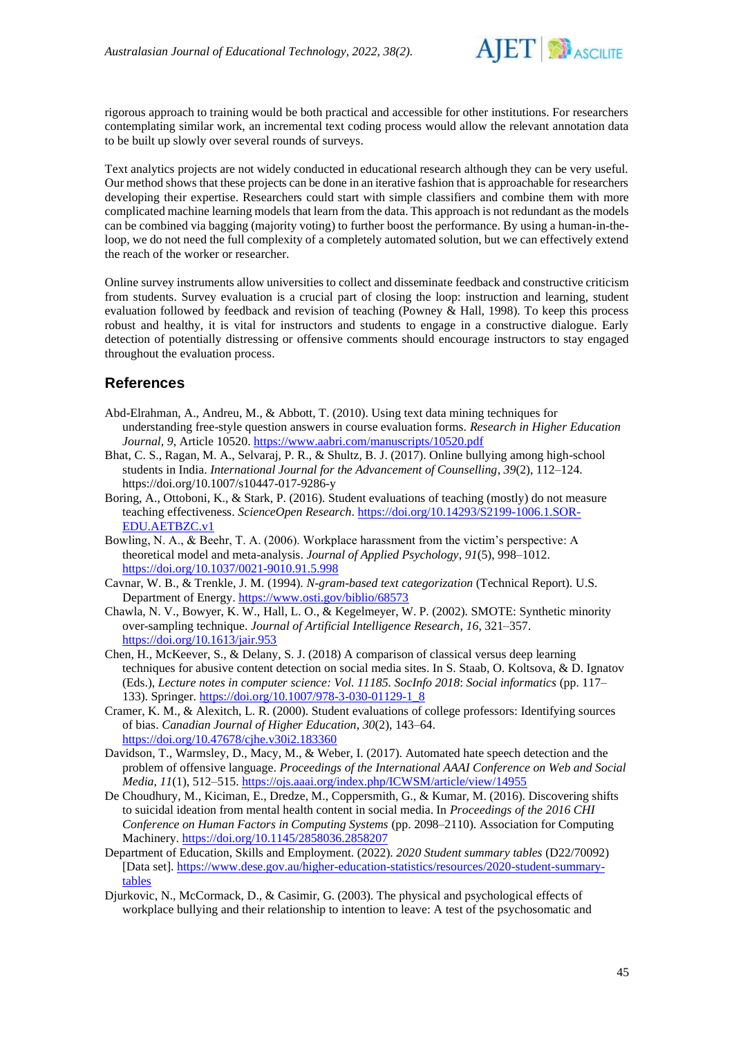rigorous approach to training would be both practical and accessible for other institutions. For researchers contemplating similar work, an incremental text coding process would allow the relevant annotation data to be built up slowly over several rounds of surveys.

Text analytics projects are not widely conducted in educational research although they can be very useful. Our method shows that these projects can be done in an iterative fashion that is approachable for researchers developing their expertise. Researchers could start with simple classifiers and combine them with more complicated machine learning models that learn from the data. This approach is not redundant as the models can be combined via bagging (majority voting) to further boost the performance. By using a human-in-the-loop, we do not need the full complexity of a completely automated solution, but we can effectively extend the reach of the worker or researcher.

Online survey instruments allow universities to collect and disseminate feedback and constructive criticism from students. Survey evaluation is a crucial part of closing the loop: instruction and learning, student evaluation followed by feedback and revision of teaching (Powney & Hall, 1998). To keep this process robust and healthy, it is vital for instructors and students to engage in a constructive dialogue. Early detection of potentially distressing or offensive comments should encourage instructors to stay engaged throughout the evaluation process.

## References

Abd-Elrahman, A., Andreu, M., & Abbott, T. (2010). Using text data mining techniques for understanding free-style question answers in course evaluation forms. *Research in Higher Education Journal*, *9*, Article 10520. https://www.aabri.com/manuscripts/10520.pdf

Bhat, C. S., Ragan, M. A., Selvaraj, P. R., & Shultz, B. J. (2017). Online bullying among high-school students in India. *International Journal for the Advancement of Counselling*, *39*(2), 112–124. https://doi.org/10.1007/s10447-017-9286-y

Boring, A., Ottoboni, K., & Stark, P. (2016). Student evaluations of teaching (mostly) do not measure teaching effectiveness. *ScienceOpen Research*. https://doi.org/10.14293/S2199-1006.1.SOR-EDU.AETBZC.v1

Bowling, N. A., & Beehr, T. A. (2006). Workplace harassment from the victim's perspective: A theoretical model and meta-analysis. *Journal of Applied Psychology*, *91*(5), 998–1012. https://doi.org/10.1037/0021-9010.91.5.998

Cavnar, W. B., & Trenkle, J. M. (1994). *N-gram-based text categorization* (Technical Report). U.S. Department of Energy. https://www.osti.gov/biblio/68573

Chawla, N. V., Bowyer, K. W., Hall, L. O., & Kegelmeyer, W. P. (2002). SMOTE: Synthetic minority over-sampling technique. *Journal of Artificial Intelligence Research*, *16*, 321–357. https://doi.org/10.1613/jair.953

Chen, H., McKeever, S., & Delany, S. J. (2018) A comparison of classical versus deep learning techniques for abusive content detection on social media sites. In S. Staab, O. Koltsova, & D. Ignatov (Eds.), *Lecture notes in computer science: Vol. 11185. SocInfo 2018*: *Social informatics* (pp. 117–133). Springer. https://doi.org/10.1007/978-3-030-01129-1_8

Cramer, K. M., & Alexitch, L. R. (2000). Student evaluations of college professors: Identifying sources of bias. *Canadian Journal of Higher Education*, *30*(2), 143–64. https://doi.org/10.47678/cjhe.v30i2.183360

Davidson, T., Warmsley, D., Macy, M., & Weber, I. (2017). Automated hate speech detection and the problem of offensive language. *Proceedings of the International AAAI Conference on Web and Social Media*, *11*(1), 512–515. https://ojs.aaai.org/index.php/ICWSM/article/view/14955

De Choudhury, M., Kiciman, E., Dredze, M., Coppersmith, G., & Kumar, M. (2016). Discovering shifts to suicidal ideation from mental health content in social media. In *Proceedings of the 2016 CHI Conference on Human Factors in Computing Systems* (pp. 2098–2110). Association for Computing Machinery. https://doi.org/10.1145/2858036.2858207

Department of Education, Skills and Employment. (2022). *2020 Student summary tables* (D22/70092) [Data set]. https://www.dese.gov.au/higher-education-statistics/resources/2020-student-summary-tables

Djurkovic, N., McCormack, D., & Casimir, G. (2003). The physical and psychological effects of workplace bullying and their relationship to intention to leave: A test of the psychosomatic and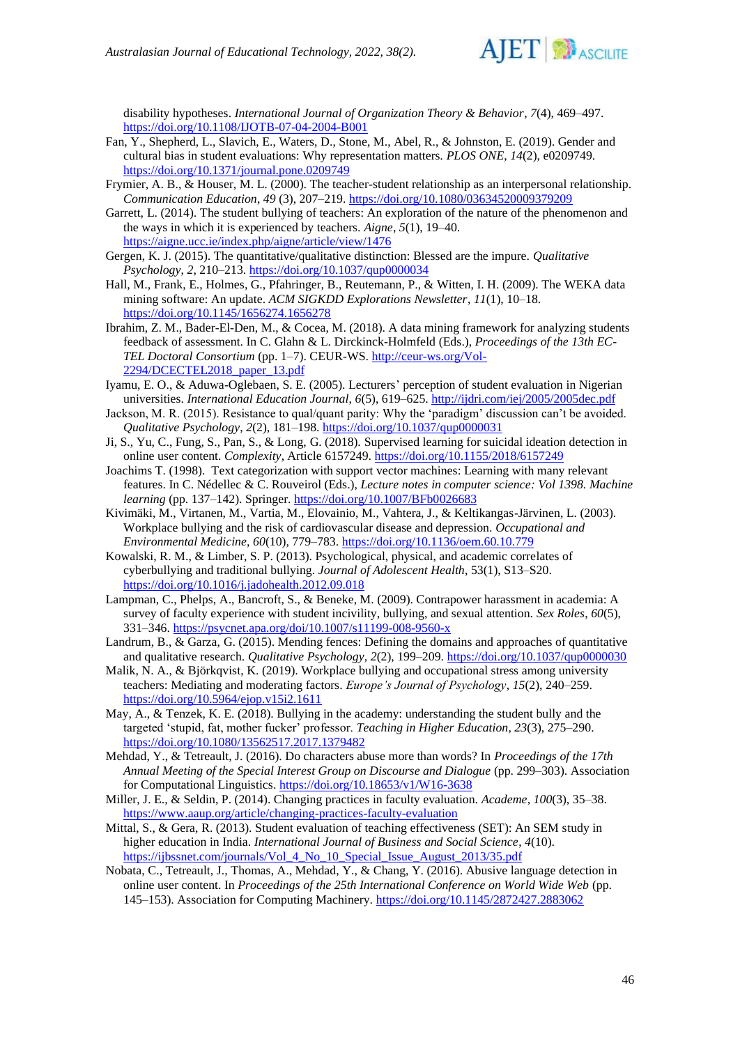disability hypotheses. *International Journal of Organization Theory & Behavior*, *7*(4), 469–497. https://doi.org/10.1108/IJOTB-07-04-2004-B001

Fan, Y., Shepherd, L., Slavich, E., Waters, D., Stone, M., Abel, R., & Johnston, E. (2019). Gender and cultural bias in student evaluations: Why representation matters. *PLOS ONE*, *14*(2), e0209749. https://doi.org/10.1371/journal.pone.0209749

Frymier, A. B., & Houser, M. L. (2000). The teacher-student relationship as an interpersonal relationship. *Communication Education*, *49* (3), 207–219. https://doi.org/10.1080/03634520009379209

Garrett, L. (2014). The student bullying of teachers: An exploration of the nature of the phenomenon and the ways in which it is experienced by teachers. *Aigne*, *5*(1), 19–40. https://aigne.ucc.ie/index.php/aigne/article/view/1476

Gergen, K. J. (2015). The quantitative/qualitative distinction: Blessed are the impure. *Qualitative Psychology*, *2*, 210–213. https://doi.org/10.1037/qup0000034

Hall, M., Frank, E., Holmes, G., Pfahringer, B., Reutemann, P., & Witten, I. H. (2009). The WEKA data mining software: An update. *ACM SIGKDD Explorations Newsletter*, *11*(1), 10–18. https://doi.org/10.1145/1656274.1656278

Ibrahim, Z. M., Bader-El-Den, M., & Cocea, M. (2018). A data mining framework for analyzing students feedback of assessment. In C. Glahn & L. Dirckinck-Holmfeld (Eds.), *Proceedings of the 13th EC-TEL Doctoral Consortium* (pp. 1–7). CEUR-WS. http://ceur-ws.org/Vol-2294/DCECTEL2018_paper_13.pdf

Iyamu, E. O., & Aduwa-Oglebaen, S. E. (2005). Lecturers' perception of student evaluation in Nigerian universities. *International Education Journal*, *6*(5), 619–625. http://ijdri.com/iej/2005/2005dec.pdf

Jackson, M. R. (2015). Resistance to qual/quant parity: Why the 'paradigm' discussion can't be avoided. *Qualitative Psychology*, *2*(2), 181–198. https://doi.org/10.1037/qup0000031

Ji, S., Yu, C., Fung, S., Pan, S., & Long, G. (2018). Supervised learning for suicidal ideation detection in online user content. *Complexity*, Article 6157249. https://doi.org/10.1155/2018/6157249

Joachims T. (1998). Text categorization with support vector machines: Learning with many relevant features. In C. Nédellec & C. Rouveirol (Eds.), *Lecture notes in computer science: Vol 1398. Machine learning* (pp. 137–142). Springer. https://doi.org/10.1007/BFb0026683

Kivimäki, M., Virtanen, M., Vartia, M., Elovainio, M., Vahtera, J., & Keltikangas-Järvinen, L. (2003). Workplace bullying and the risk of cardiovascular disease and depression. *Occupational and Environmental Medicine*, *60*(10), 779–783. https://doi.org/10.1136/oem.60.10.779

Kowalski, R. M., & Limber, S. P. (2013). Psychological, physical, and academic correlates of cyberbullying and traditional bullying. *Journal of Adolescent Health*, 53(1), S13–S20. https://doi.org/10.1016/j.jadohealth.2012.09.018

Lampman, C., Phelps, A., Bancroft, S., & Beneke, M. (2009). Contrapower harassment in academia: A survey of faculty experience with student incivility, bullying, and sexual attention. *Sex Roles*, *60*(5), 331–346. https://psycnet.apa.org/doi/10.1007/s11199-008-9560-x

Landrum, B., & Garza, G. (2015). Mending fences: Defining the domains and approaches of quantitative and qualitative research. *Qualitative Psychology*, *2*(2), 199–209. https://doi.org/10.1037/qup0000030

Malik, N. A., & Björkqvist, K. (2019). Workplace bullying and occupational stress among university teachers: Mediating and moderating factors. *Europe's Journal of Psychology*, *15*(2), 240–259. https://doi.org/10.5964/ejop.v15i2.1611

May, A., & Tenzek, K. E. (2018). Bullying in the academy: understanding the student bully and the targeted 'stupid, fat, mother fucker' professor. *Teaching in Higher Education*, *23*(3), 275–290. https://doi.org/10.1080/13562517.2017.1379482

Mehdad, Y., & Tetreault, J. (2016). Do characters abuse more than words? In *Proceedings of the 17th Annual Meeting of the Special Interest Group on Discourse and Dialogue* (pp. 299–303). Association for Computational Linguistics. https://doi.org/10.18653/v1/W16-3638

Miller, J. E., & Seldin, P. (2014). Changing practices in faculty evaluation. *Academe*, *100*(3), 35–38. https://www.aaup.org/article/changing-practices-faculty-evaluation

Mittal, S., & Gera, R. (2013). Student evaluation of teaching effectiveness (SET): An SEM study in higher education in India. *International Journal of Business and Social Science*, *4*(10). https://ijbssnet.com/journals/Vol_4_No_10_Special_Issue_August_2013/35.pdf

Nobata, C., Tetreault, J., Thomas, A., Mehdad, Y., & Chang, Y. (2016). Abusive language detection in online user content. In *Proceedings of the 25th International Conference on World Wide Web* (pp. 145–153). Association for Computing Machinery. https://doi.org/10.1145/2872427.2883062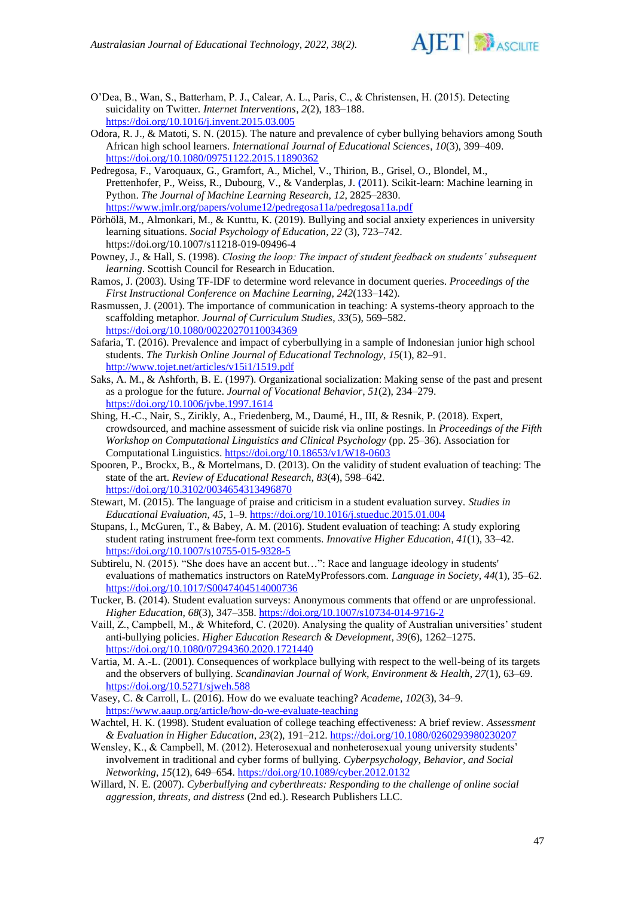O'Dea, B., Wan, S., Batterham, P. J., Calear, A. L., Paris, C., & Christensen, H. (2015). Detecting suicidality on Twitter. *Internet Interventions*, *2*(2), 183–188. https://doi.org/10.1016/j.invent.2015.03.005

Odora, R. J., & Matoti, S. N. (2015). The nature and prevalence of cyber bullying behaviors among South African high school learners. *International Journal of Educational Sciences*, *10*(3), 399–409. https://doi.org/10.1080/09751122.2015.11890362

Pedregosa, F., Varoquaux, G., Gramfort, A., Michel, V., Thirion, B., Grisel, O., Blondel, M., Prettenhofer, P., Weiss, R., Dubourg, V., & Vanderplas, J. (2011). Scikit-learn: Machine learning in Python. *The Journal of Machine Learning Research*, *12*, 2825–2830. https://www.jmlr.org/papers/volume12/pedregosa11a/pedregosa11a.pdf

Pörhölä, M., Almonkari, M., & Kunttu, K. (2019). Bullying and social anxiety experiences in university learning situations. *Social Psychology of Education*, *22* (3), 723–742. https://doi.org/10.1007/s11218-019-09496-4

Powney, J., & Hall, S. (1998). *Closing the loop: The impact of student feedback on students' subsequent learning*. Scottish Council for Research in Education.

Ramos, J. (2003). Using TF-IDF to determine word relevance in document queries. *Proceedings of the First Instructional Conference on Machine Learning*, *242*(133–142).

Rasmussen, J. (2001). The importance of communication in teaching: A systems-theory approach to the scaffolding metaphor. *Journal of Curriculum Studies*, *33*(5), 569–582. https://doi.org/10.1080/00220270110034369

Safaria, T. (2016). Prevalence and impact of cyberbullying in a sample of Indonesian junior high school students. *The Turkish Online Journal of Educational Technology*, *15*(1), 82–91. http://www.tojet.net/articles/v15i1/1519.pdf

Saks, A. M., & Ashforth, B. E. (1997). Organizational socialization: Making sense of the past and present as a prologue for the future. *Journal of Vocational Behavior*, *51*(2), 234–279. https://doi.org/10.1006/jvbe.1997.1614

Shing, H.-C., Nair, S., Zirikly, A., Friedenberg, M., Daumé, H., III, & Resnik, P. (2018). Expert, crowdsourced, and machine assessment of suicide risk via online postings. In *Proceedings of the Fifth Workshop on Computational Linguistics and Clinical Psychology* (pp. 25–36). Association for Computational Linguistics. https://doi.org/10.18653/v1/W18-0603

Spooren, P., Brockx, B., & Mortelmans, D. (2013). On the validity of student evaluation of teaching: The state of the art. *Review of Educational Research*, *83*(4), 598–642. https://doi.org/10.3102/0034654313496870

Stewart, M. (2015). The language of praise and criticism in a student evaluation survey. *Studies in Educational Evaluation*, *45*, 1–9. https://doi.org/10.1016/j.stueduc.2015.01.004

Stupans, I., McGuren, T., & Babey, A. M. (2016). Student evaluation of teaching: A study exploring student rating instrument free-form text comments. *Innovative Higher Education*, *41*(1), 33–42. https://doi.org/10.1007/s10755-015-9328-5

Subtirelu, N. (2015). "She does have an accent but…": Race and language ideology in students' evaluations of mathematics instructors on RateMyProfessors.com. *Language in Society*, *44*(1), 35–62. https://doi.org/10.1017/S0047404514000736

Tucker, B. (2014). Student evaluation surveys: Anonymous comments that offend or are unprofessional. *Higher Education*, *68*(3), 347–358. https://doi.org/10.1007/s10734-014-9716-2

Vaill, Z., Campbell, M., & Whiteford, C. (2020). Analysing the quality of Australian universities' student anti-bullying policies. *Higher Education Research & Development*, *39*(6), 1262–1275. https://doi.org/10.1080/07294360.2020.1721440

Vartia, M. A.-L. (2001). Consequences of workplace bullying with respect to the well-being of its targets and the observers of bullying. *Scandinavian Journal of Work, Environment & Health*, *27*(1), 63–69. https://doi.org/10.5271/sjweh.588

Vasey, C. & Carroll, L. (2016). How do we evaluate teaching? *Academe*, *102*(3), 34–9. https://www.aaup.org/article/how-do-we-evaluate-teaching

Wachtel, H. K. (1998). Student evaluation of college teaching effectiveness: A brief review. *Assessment & Evaluation in Higher Education*, *23*(2), 191–212. https://doi.org/10.1080/0260293980230207

Wensley, K., & Campbell, M. (2012). Heterosexual and nonheterosexual young university students' involvement in traditional and cyber forms of bullying. *Cyberpsychology, Behavior, and Social Networking*, *15*(12), 649–654. https://doi.org/10.1089/cyber.2012.0132

Willard, N. E. (2007). *Cyberbullying and cyberthreats: Responding to the challenge of online social aggression, threats, and distress* (2nd ed.). Research Publishers LLC.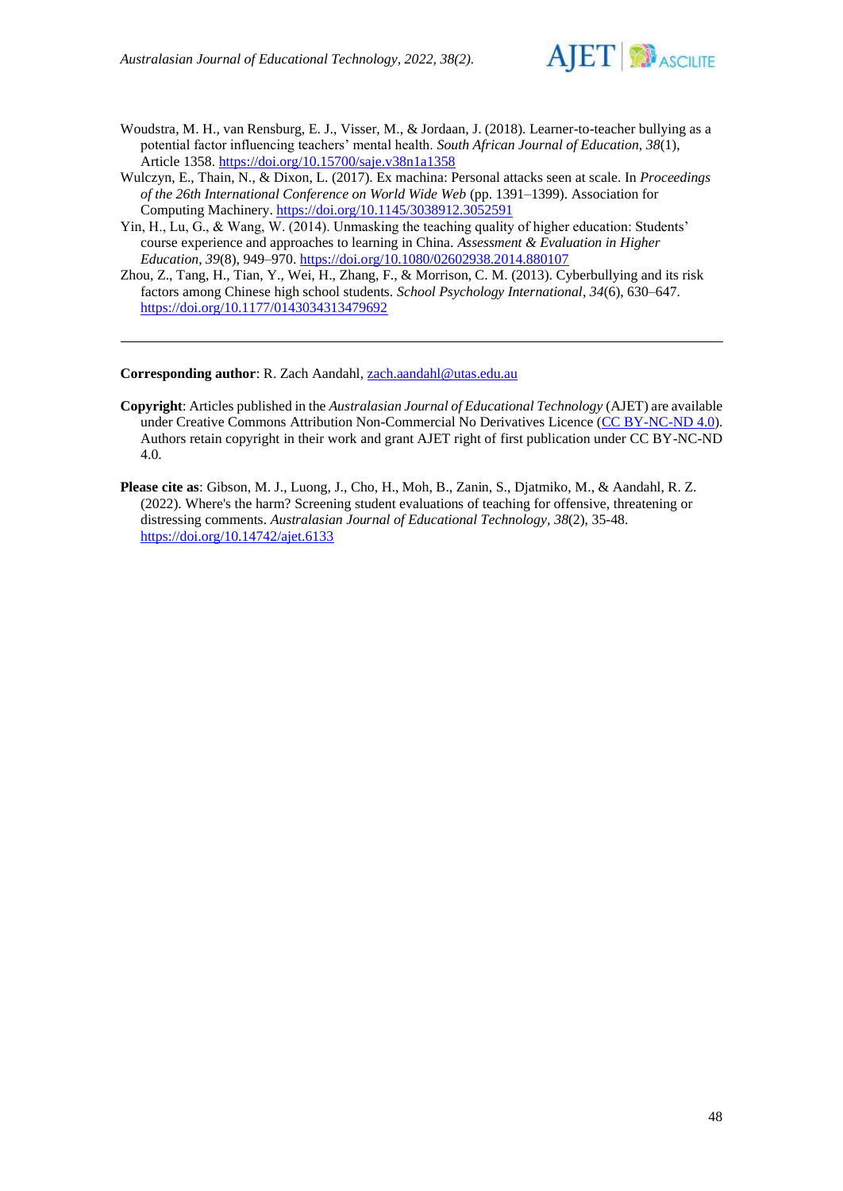Woudstra, M. H., van Rensburg, E. J., Visser, M., & Jordaan, J. (2018). Learner-to-teacher bullying as a potential factor influencing teachers' mental health. *South African Journal of Education*, *38*(1), Article 1358. https://doi.org/10.15700/saje.v38n1a1358

Wulczyn, E., Thain, N., & Dixon, L. (2017). Ex machina: Personal attacks seen at scale. In *Proceedings of the 26th International Conference on World Wide Web* (pp. 1391–1399). Association for Computing Machinery. https://doi.org/10.1145/3038912.3052591

Yin, H., Lu, G., & Wang, W. (2014). Unmasking the teaching quality of higher education: Students' course experience and approaches to learning in China. *Assessment & Evaluation in Higher Education*, *39*(8), 949–970. https://doi.org/10.1080/02602938.2014.880107

Zhou, Z., Tang, H., Tian, Y., Wei, H., Zhang, F., & Morrison, C. M. (2013). Cyberbullying and its risk factors among Chinese high school students. *School Psychology International*, *34*(6), 630–647. https://doi.org/10.1177/0143034313479692

---

**Corresponding author**: R. Zach Aandahl, zach.aandahl@utas.edu.au

**Copyright**: Articles published in the *Australasian Journal of Educational Technology* (AJET) are available under Creative Commons Attribution Non-Commercial No Derivatives Licence (CC BY-NC-ND 4.0). Authors retain copyright in their work and grant AJET right of first publication under CC BY-NC-ND 4.0.

**Please cite as**: Gibson, M. J., Luong, J., Cho, H., Moh, B., Zanin, S., Djatmiko, M., & Aandahl, R. Z. (2022). Where's the harm? Screening student evaluations of teaching for offensive, threatening or distressing comments. *Australasian Journal of Educational Technology*, *38*(2), 35-48. https://doi.org/10.14742/ajet.6133